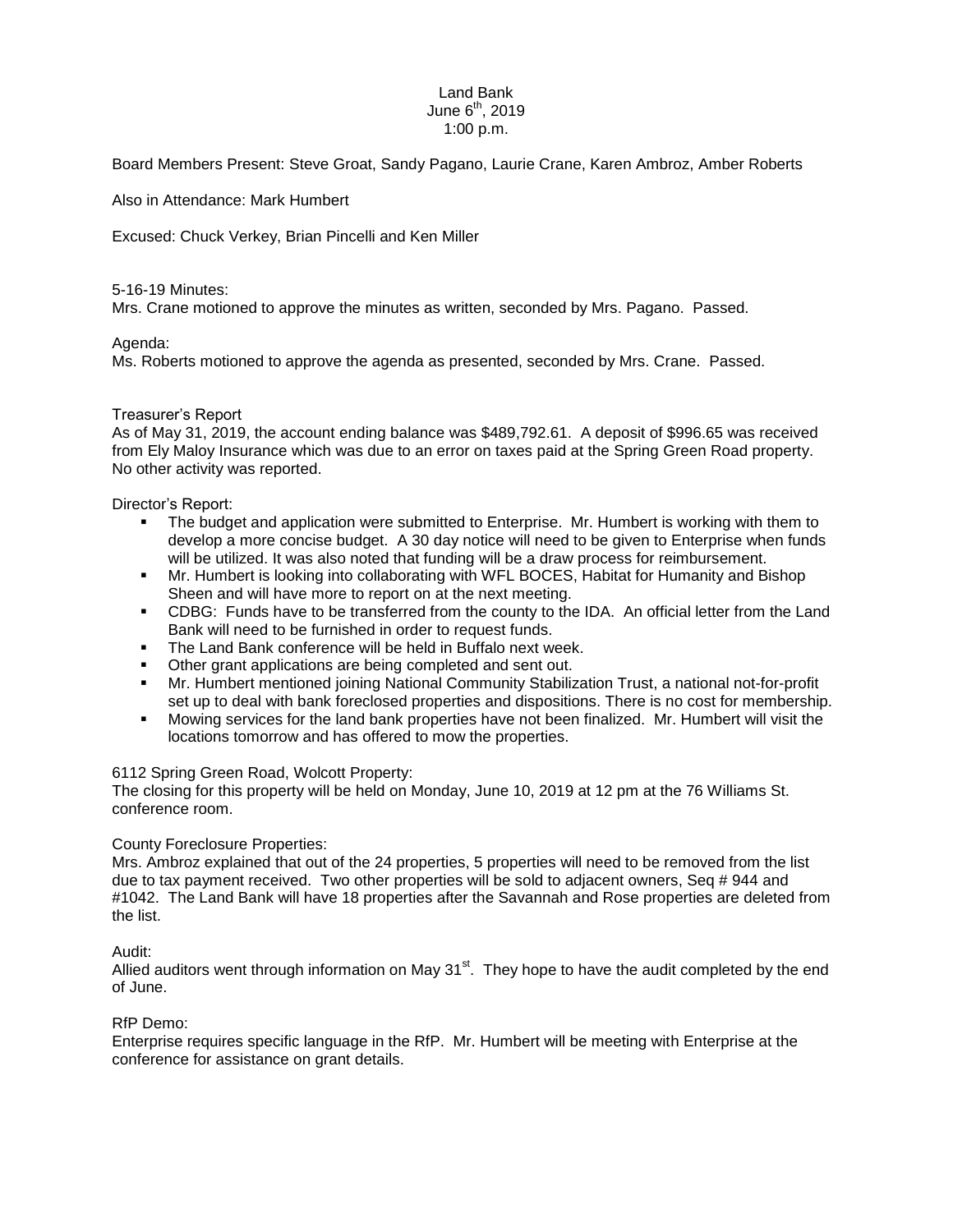# Land Bank

June 6th, 2019

1:00 p.m.

Board Members Present: Steve Groat, Sandy Pagano, Laurie Crane, Karen Ambroz, Amber Roberts

Also in Attendance: Mark Humbert

Excused: Chuck Verkey, Brian Pincelli and Ken Miller

5-16-19 Minutes:

Mrs. Crane motioned to approve the minutes as written, seconded by Mrs. Pagano. Passed.

Agenda:

Ms. Roberts motioned to approve the agenda as presented, seconded by Mrs. Crane. Passed.

Treasurer's Report

As of May 31, 2019, the account ending balance was $489,792.61. A deposit of $996.65 was received from Ely Maloy Insurance which was due to an error on taxes paid at the Spring Green Road property. No other activity was reported.

Director's Report:

- The budget and application were submitted to Enterprise. Mr. Humbert is working with them to develop a more concise budget. A 30 day notice will need to be given to Enterprise when funds will be utilized. It was also noted that funding will be a draw process for reimbursement.
- Mr. Humbert is looking into collaborating with WFL BOCES, Habitat for Humanity and Bishop Sheen and will have more to report on at the next meeting.
- CDBG: Funds have to be transferred from the county to the IDA. An official letter from the Land Bank will need to be furnished in order to request funds.
- The Land Bank conference will be held in Buffalo next week.
- Other grant applications are being completed and sent out.
- Mr. Humbert mentioned joining National Community Stabilization Trust, a national not-for-profit set up to deal with bank foreclosed properties and dispositions. There is no cost for membership.
- Mowing services for the land bank properties have not been finalized. Mr. Humbert will visit the locations tomorrow and has offered to mow the properties.

6112 Spring Green Road, Wolcott Property:

The closing for this property will be held on Monday, June 10, 2019 at 12 pm at the 76 Williams St. conference room.

County Foreclosure Properties:

Mrs. Ambroz explained that out of the 24 properties, 5 properties will need to be removed from the list due to tax payment received. Two other properties will be sold to adjacent owners, Seq # 944 and #1042. The Land Bank will have 18 properties after the Savannah and Rose properties are deleted from the list.

Audit:

Allied auditors went through information on May 31st. They hope to have the audit completed by the end of June.

RfP Demo:

Enterprise requires specific language in the RfP. Mr. Humbert will be meeting with Enterprise at the conference for assistance on grant details.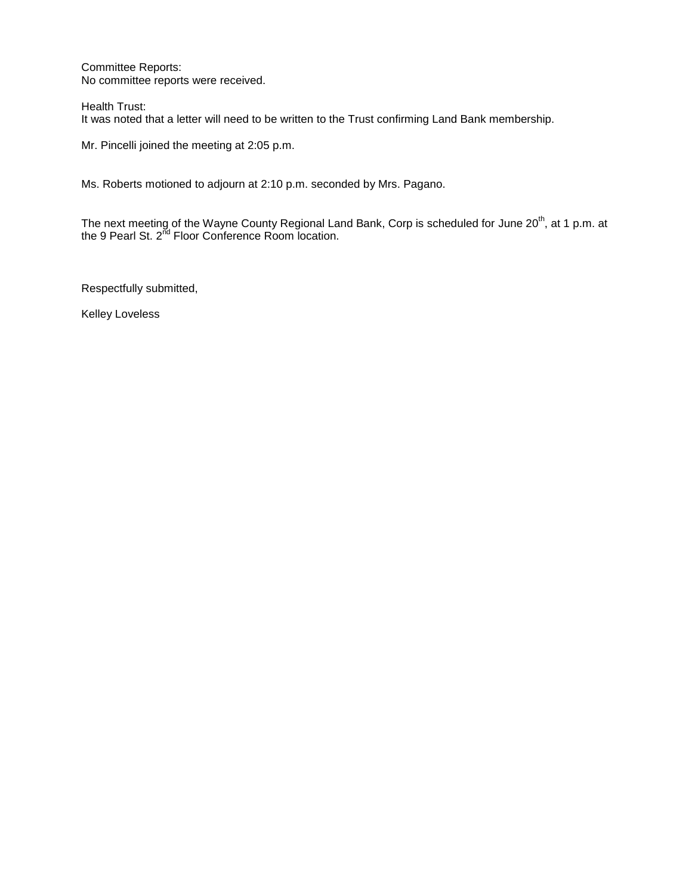Committee Reports:
No committee reports were received.

Health Trust:
It was noted that a letter will need to be written to the Trust confirming Land Bank membership.

Mr. Pincelli joined the meeting at 2:05 p.m.

Ms. Roberts motioned to adjourn at 2:10 p.m. seconded by Mrs. Pagano.

The next meeting of the Wayne County Regional Land Bank, Corp is scheduled for June 20th, at 1 p.m. at the 9 Pearl St. 2nd Floor Conference Room location.

Respectfully submitted,

Kelley Loveless